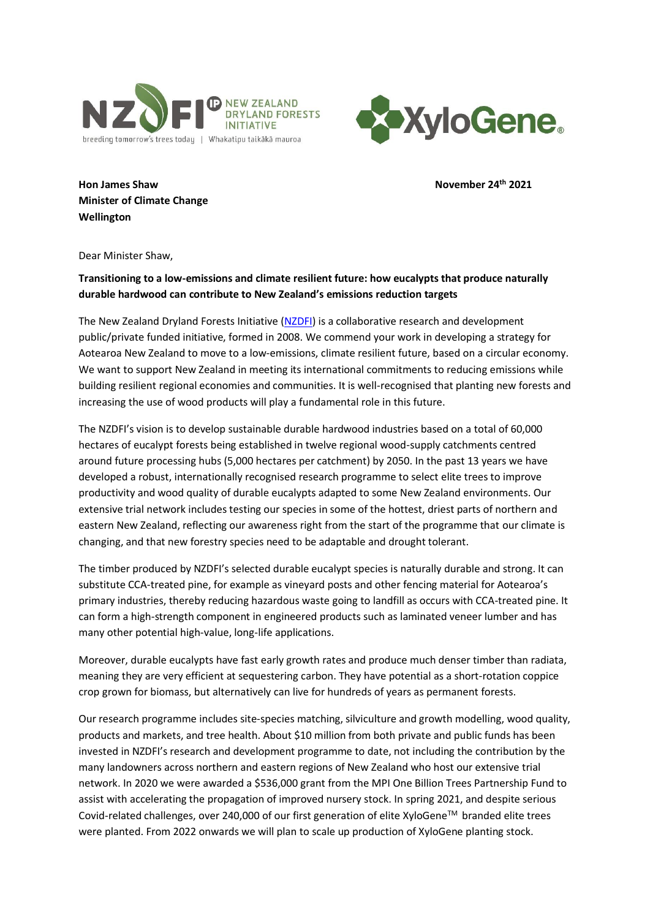**Hon James Shaw**
**Minister of Climate Change**
**Wellington**

**November 24th 2021**

Dear Minister Shaw,

**Transitioning to a low-emissions and climate resilient future: how eucalypts that produce naturally durable hardwood can contribute to New Zealand's emissions reduction targets**

The New Zealand Dryland Forests Initiative (NZDFI) is a collaborative research and development public/private funded initiative, formed in 2008. We commend your work in developing a strategy for Aotearoa New Zealand to move to a low-emissions, climate resilient future, based on a circular economy. We want to support New Zealand in meeting its international commitments to reducing emissions while building resilient regional economies and communities. It is well-recognised that planting new forests and increasing the use of wood products will play a fundamental role in this future.

The NZDFI's vision is to develop sustainable durable hardwood industries based on a total of 60,000 hectares of eucalypt forests being established in twelve regional wood-supply catchments centred around future processing hubs (5,000 hectares per catchment) by 2050. In the past 13 years we have developed a robust, internationally recognised research programme to select elite trees to improve productivity and wood quality of durable eucalypts adapted to some New Zealand environments. Our extensive trial network includes testing our species in some of the hottest, driest parts of northern and eastern New Zealand, reflecting our awareness right from the start of the programme that our climate is changing, and that new forestry species need to be adaptable and drought tolerant.

The timber produced by NZDFI's selected durable eucalypt species is naturally durable and strong. It can substitute CCA-treated pine, for example as vineyard posts and other fencing material for Aotearoa's primary industries, thereby reducing hazardous waste going to landfill as occurs with CCA-treated pine. It can form a high-strength component in engineered products such as laminated veneer lumber and has many other potential high-value, long-life applications.

Moreover, durable eucalypts have fast early growth rates and produce much denser timber than radiata, meaning they are very efficient at sequestering carbon. They have potential as a short-rotation coppice crop grown for biomass, but alternatively can live for hundreds of years as permanent forests.

Our research programme includes site-species matching, silviculture and growth modelling, wood quality, products and markets, and tree health. About $10 million from both private and public funds has been invested in NZDFI's research and development programme to date, not including the contribution by the many landowners across northern and eastern regions of New Zealand who host our extensive trial network. In 2020 we were awarded a $536,000 grant from the MPI One Billion Trees Partnership Fund to assist with accelerating the propagation of improved nursery stock. In spring 2021, and despite serious Covid-related challenges, over 240,000 of our first generation of elite XyloGene™ branded elite trees were planted. From 2022 onwards we will plan to scale up production of XyloGene planting stock.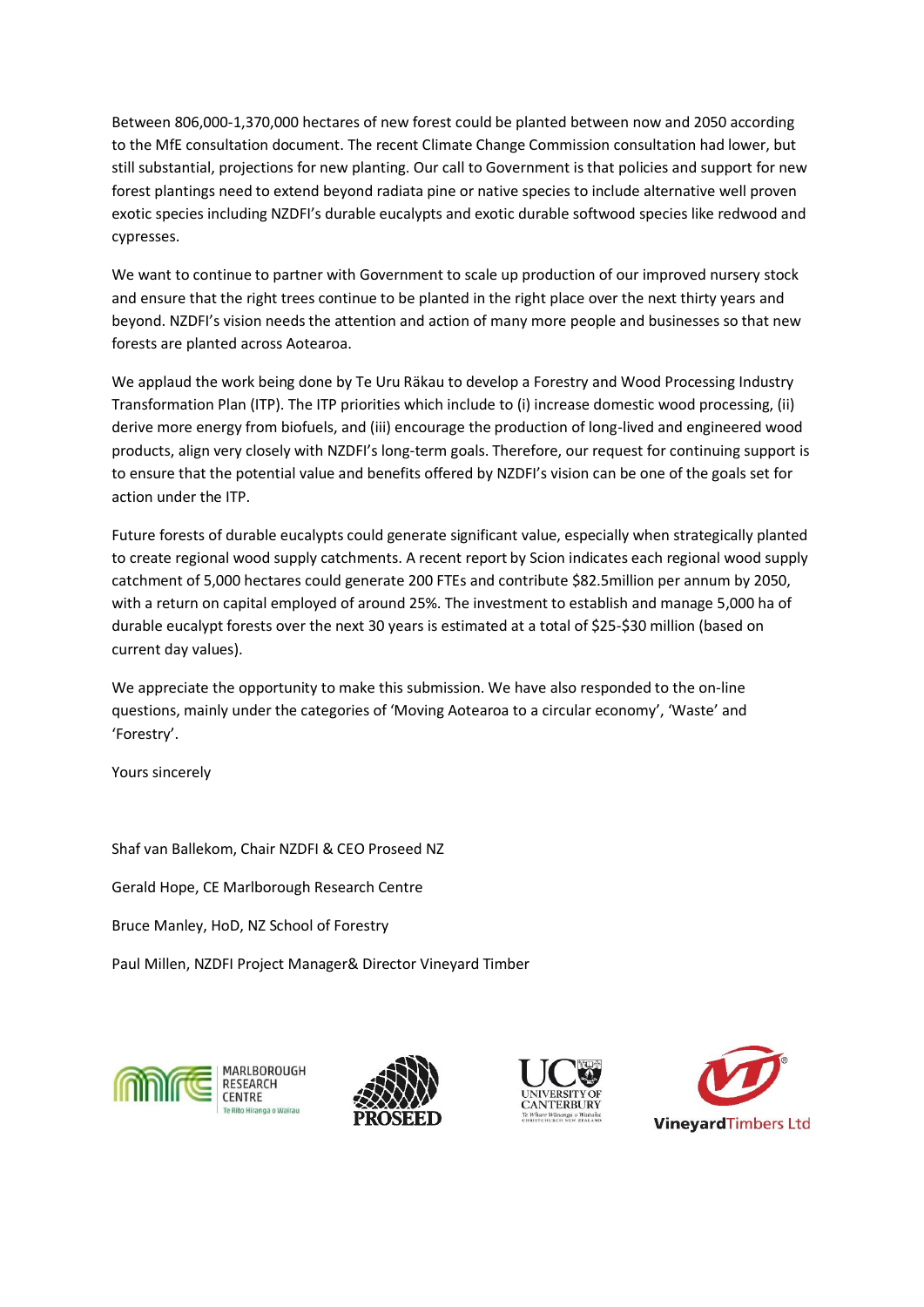Between 806,000-1,370,000 hectares of new forest could be planted between now and 2050 according to the MfE consultation document. The recent Climate Change Commission consultation had lower, but still substantial, projections for new planting. Our call to Government is that policies and support for new forest plantings need to extend beyond radiata pine or native species to include alternative well proven exotic species including NZDFI's durable eucalypts and exotic durable softwood species like redwood and cypresses.

We want to continue to partner with Government to scale up production of our improved nursery stock and ensure that the right trees continue to be planted in the right place over the next thirty years and beyond. NZDFI's vision needs the attention and action of many more people and businesses so that new forests are planted across Aotearoa.

We applaud the work being done by Te Uru Räkau to develop a Forestry and Wood Processing Industry Transformation Plan (ITP). The ITP priorities which include to (i) increase domestic wood processing, (ii) derive more energy from biofuels, and (iii) encourage the production of long-lived and engineered wood products, align very closely with NZDFI's long-term goals. Therefore, our request for continuing support is to ensure that the potential value and benefits offered by NZDFI's vision can be one of the goals set for action under the ITP.

Future forests of durable eucalypts could generate significant value, especially when strategically planted to create regional wood supply catchments. A recent report by Scion indicates each regional wood supply catchment of 5,000 hectares could generate 200 FTEs and contribute $82.5million per annum by 2050, with a return on capital employed of around 25%. The investment to establish and manage 5,000 ha of durable eucalypt forests over the next 30 years is estimated at a total of $25-$30 million (based on current day values).

We appreciate the opportunity to make this submission. We have also responded to the on-line questions, mainly under the categories of 'Moving Aotearoa to a circular economy', 'Waste' and 'Forestry'.

Yours sincerely

Shaf van Ballekom, Chair NZDFI & CEO Proseed NZ

Gerald Hope, CE Marlborough Research Centre

Bruce Manley, HoD, NZ School of Forestry

Paul Millen, NZDFI Project Manager& Director Vineyard Timber

MARLBOROUGH RESEARCH CENTRE Te Rito Hiranga o Wairau | PROSEED | UNIVERSITY OF CANTERBURY Te Whare Wānanga o Waitaha CHRISTCHURCH NEW ZEALAND | VineyardTimbers Ltd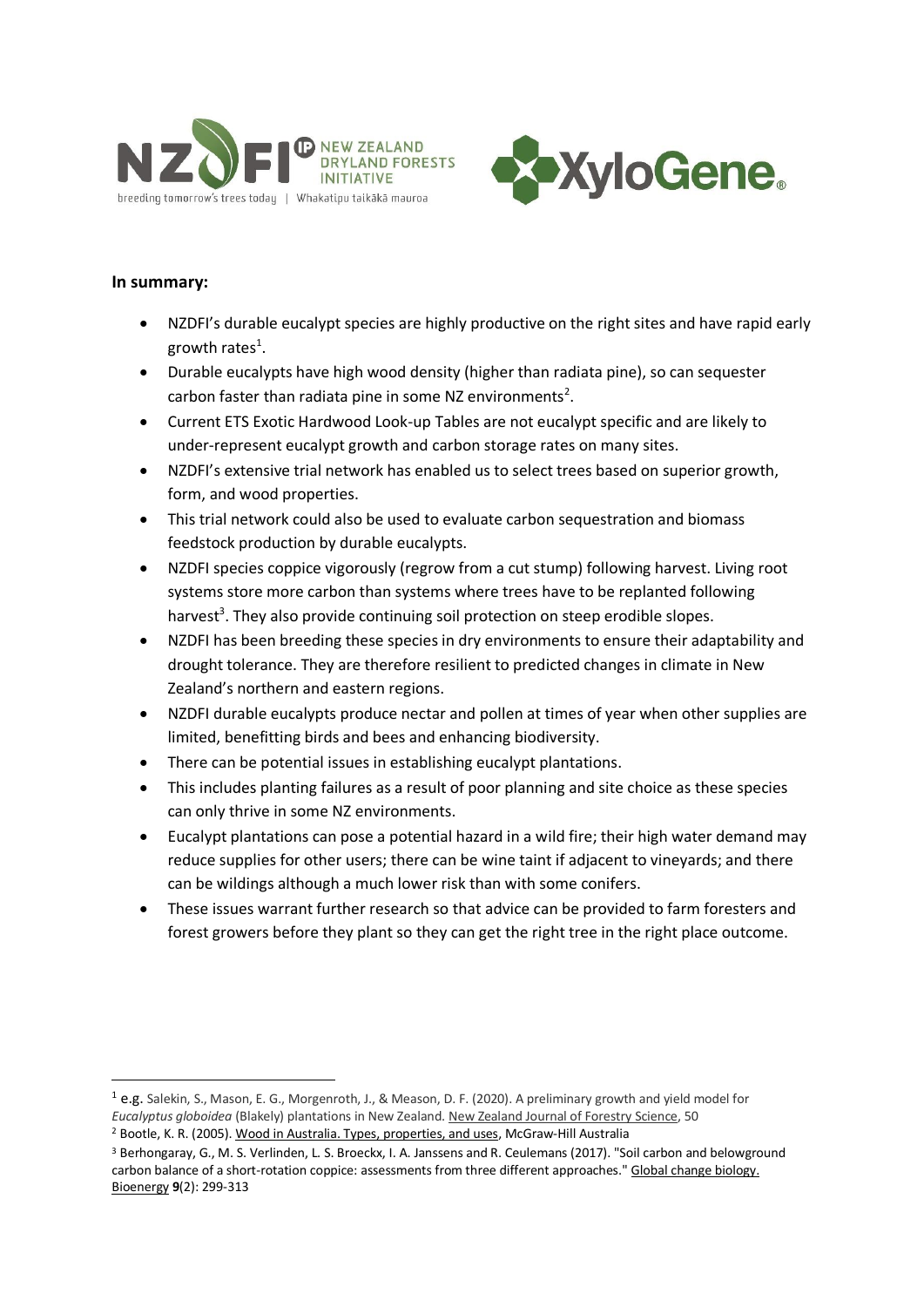**In summary:**

- NZDFI's durable eucalypt species are highly productive on the right sites and have rapid early growth rates[1].
- Durable eucalypts have high wood density (higher than radiata pine), so can sequester carbon faster than radiata pine in some NZ environments[2].
- Current ETS Exotic Hardwood Look-up Tables are not eucalypt specific and are likely to under-represent eucalypt growth and carbon storage rates on many sites.
- NZDFI's extensive trial network has enabled us to select trees based on superior growth, form, and wood properties.
- This trial network could also be used to evaluate carbon sequestration and biomass feedstock production by durable eucalypts.
- NZDFI species coppice vigorously (regrow from a cut stump) following harvest. Living root systems store more carbon than systems where trees have to be replanted following harvest[3]. They also provide continuing soil protection on steep erodible slopes.
- NZDFI has been breeding these species in dry environments to ensure their adaptability and drought tolerance. They are therefore resilient to predicted changes in climate in New Zealand's northern and eastern regions.
- NZDFI durable eucalypts produce nectar and pollen at times of year when other supplies are limited, benefitting birds and bees and enhancing biodiversity.
- There can be potential issues in establishing eucalypt plantations.
- This includes planting failures as a result of poor planning and site choice as these species can only thrive in some NZ environments.
- Eucalypt plantations can pose a potential hazard in a wild fire; their high water demand may reduce supplies for other users; there can be wine taint if adjacent to vineyards; and there can be wildings although a much lower risk than with some conifers.
- These issues warrant further research so that advice can be provided to farm foresters and forest growers before they plant so they can get the right tree in the right place outcome.

---

[1] e.g. Salekin, S., Mason, E. G., Morgenroth, J., & Meason, D. F. (2020). A preliminary growth and yield model for *Eucalyptus globoidea* (Blakely) plantations in New Zealand. New Zealand Journal of Forestry Science, 50

[2] Bootle, K. R. (2005). Wood in Australia. Types, properties, and uses, McGraw-Hill Australia

[3] Berhongaray, G., M. S. Verlinden, L. S. Broeckx, I. A. Janssens and R. Ceulemans (2017). "Soil carbon and belowground carbon balance of a short-rotation coppice: assessments from three different approaches." Global change biology. Bioenergy **9**(2): 299-313